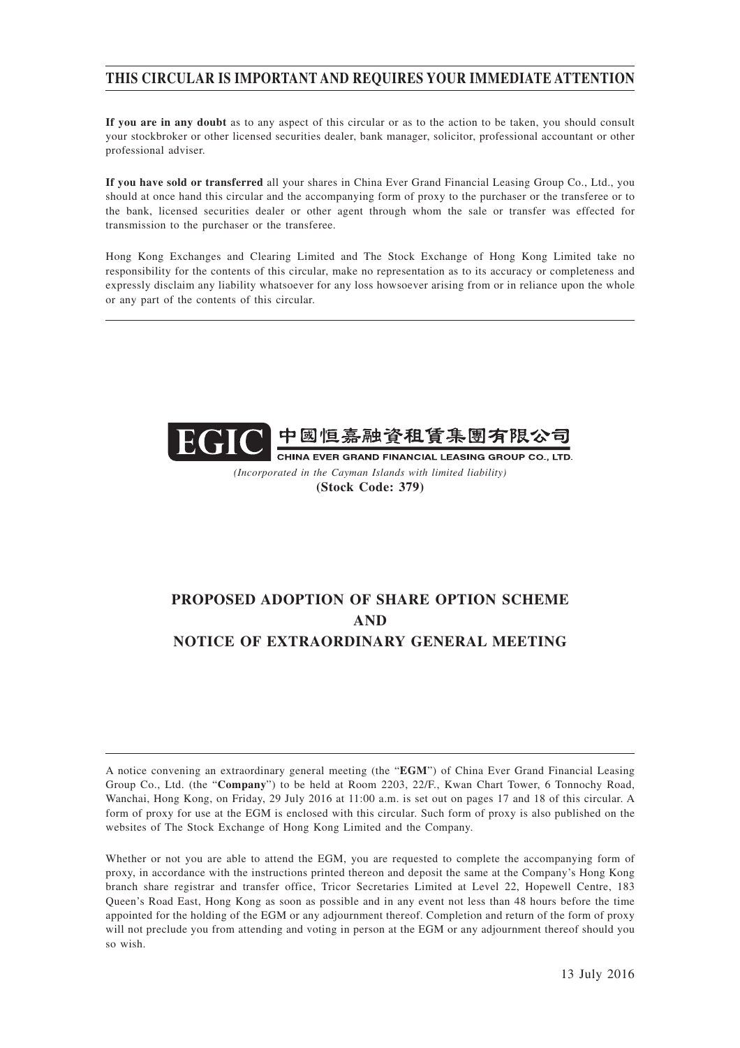# THIS CIRCULAR IS IMPORTANT AND REQUIRES YOUR IMMEDIATE ATTENTION

**If you are in any doubt** as to any aspect of this circular or as to the action to be taken, you should consult your stockbroker or other licensed securities dealer, bank manager, solicitor, professional accountant or other professional adviser.

**If you have sold or transferred** all your shares in China Ever Grand Financial Leasing Group Co., Ltd., you should at once hand this circular and the accompanying form of proxy to the purchaser or the transferee or to the bank, licensed securities dealer or other agent through whom the sale or transfer was effected for transmission to the purchaser or the transferee.

Hong Kong Exchanges and Clearing Limited and The Stock Exchange of Hong Kong Limited take no responsibility for the contents of this circular, make no representation as to its accuracy or completeness and expressly disclaim any liability whatsoever for any loss howsoever arising from or in reliance upon the whole or any part of the contents of this circular.

**EGIC** 中國恒嘉融資租賃集團有限公司

**CHINA EVER GRAND FINANCIAL LEASING GROUP CO., LTD.**

*(Incorporated in the Cayman Islands with limited liability)*

**(Stock Code: 379)**

## PROPOSED ADOPTION OF SHARE OPTION SCHEME AND NOTICE OF EXTRAORDINARY GENERAL MEETING

A notice convening an extraordinary general meeting (the "**EGM**") of China Ever Grand Financial Leasing Group Co., Ltd. (the "**Company**") to be held at Room 2203, 22/F., Kwan Chart Tower, 6 Tonnochy Road, Wanchai, Hong Kong, on Friday, 29 July 2016 at 11:00 a.m. is set out on pages 17 and 18 of this circular. A form of proxy for use at the EGM is enclosed with this circular. Such form of proxy is also published on the websites of The Stock Exchange of Hong Kong Limited and the Company.

Whether or not you are able to attend the EGM, you are requested to complete the accompanying form of proxy, in accordance with the instructions printed thereon and deposit the same at the Company's Hong Kong branch share registrar and transfer office, Tricor Secretaries Limited at Level 22, Hopewell Centre, 183 Queen's Road East, Hong Kong as soon as possible and in any event not less than 48 hours before the time appointed for the holding of the EGM or any adjournment thereof. Completion and return of the form of proxy will not preclude you from attending and voting in person at the EGM or any adjournment thereof should you so wish.

13 July 2016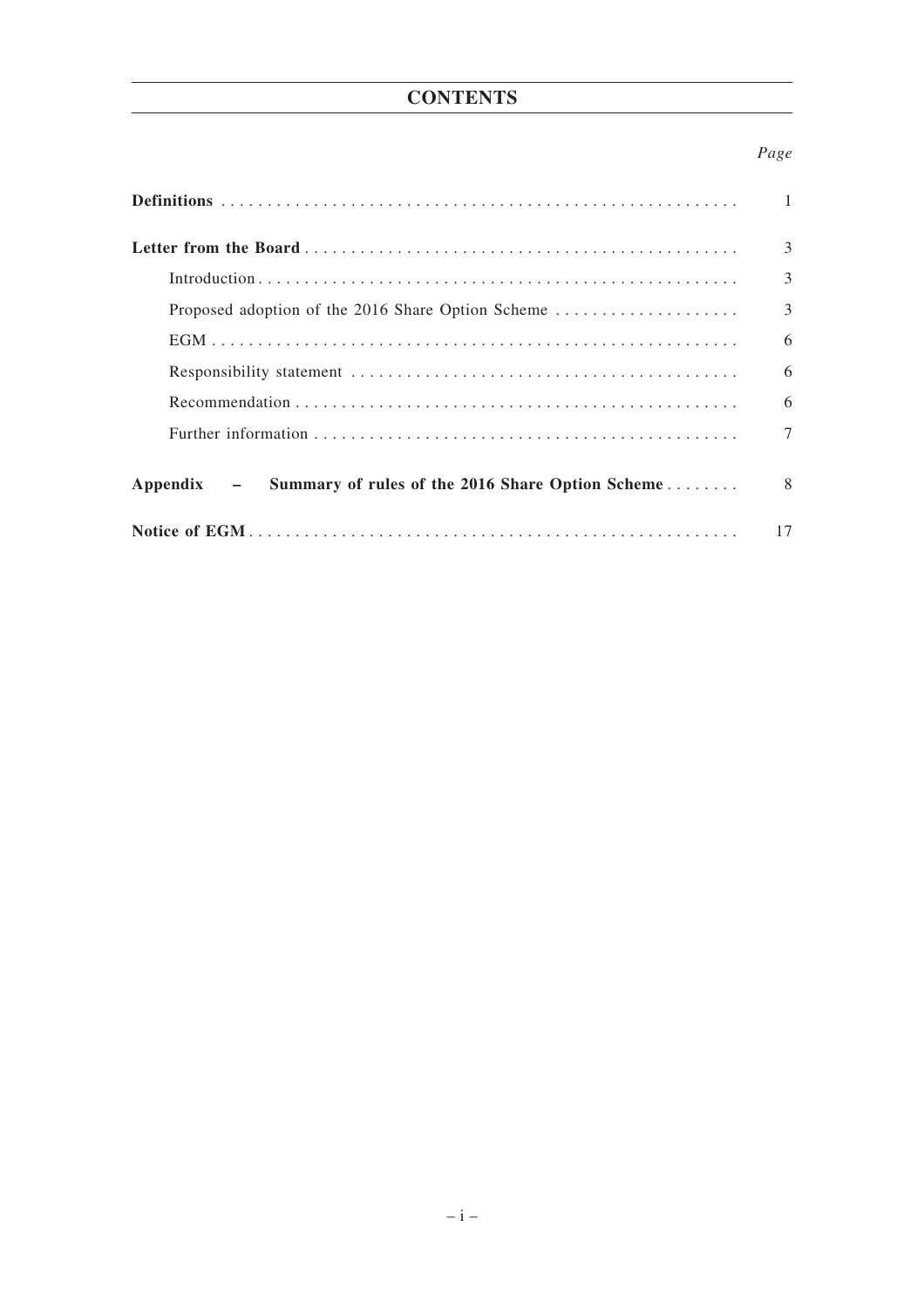# CONTENTS

| | *Page* |
|---|---|
| **Definitions** | 1 |
| **Letter from the Board** | 3 |
| Introduction | 3 |
| Proposed adoption of the 2016 Share Option Scheme | 3 |
| EGM | 6 |
| Responsibility statement | 6 |
| Recommendation | 6 |
| Further information | 7 |
| **Appendix – Summary of rules of the 2016 Share Option Scheme** | 8 |
| **Notice of EGM** | 17 |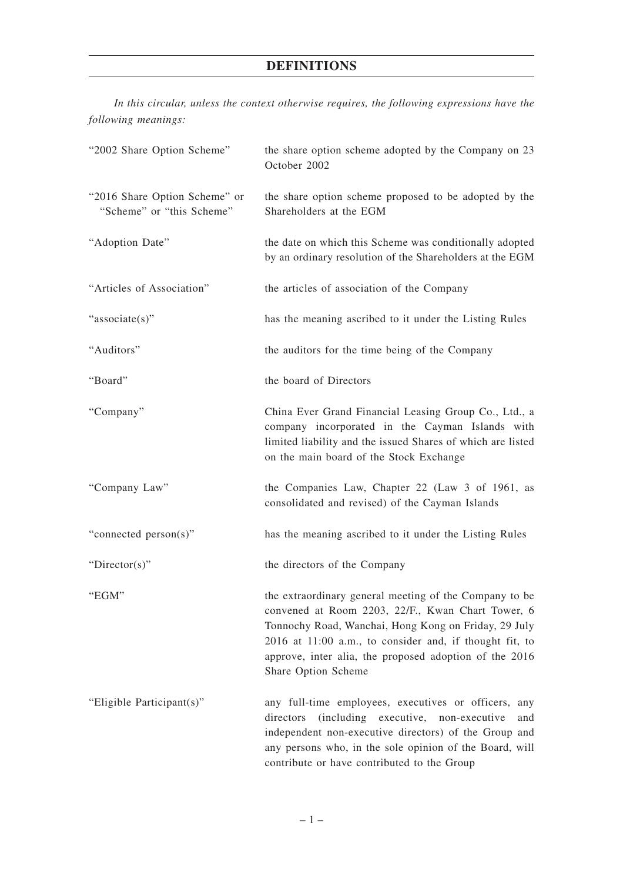# DEFINITIONS

*In this circular, unless the context otherwise requires, the following expressions have the following meanings:*

| | |
|---|---|
| "2002 Share Option Scheme" | the share option scheme adopted by the Company on 23 October 2002 |
| "2016 Share Option Scheme" or "Scheme" or "this Scheme" | the share option scheme proposed to be adopted by the Shareholders at the EGM |
| "Adoption Date" | the date on which this Scheme was conditionally adopted by an ordinary resolution of the Shareholders at the EGM |
| "Articles of Association" | the articles of association of the Company |
| "associate(s)" | has the meaning ascribed to it under the Listing Rules |
| "Auditors" | the auditors for the time being of the Company |
| "Board" | the board of Directors |
| "Company" | China Ever Grand Financial Leasing Group Co., Ltd., a company incorporated in the Cayman Islands with limited liability and the issued Shares of which are listed on the main board of the Stock Exchange |
| "Company Law" | the Companies Law, Chapter 22 (Law 3 of 1961, as consolidated and revised) of the Cayman Islands |
| "connected person(s)" | has the meaning ascribed to it under the Listing Rules |
| "Director(s)" | the directors of the Company |
| "EGM" | the extraordinary general meeting of the Company to be convened at Room 2203, 22/F., Kwan Chart Tower, 6 Tonnochy Road, Wanchai, Hong Kong on Friday, 29 July 2016 at 11:00 a.m., to consider and, if thought fit, to approve, inter alia, the proposed adoption of the 2016 Share Option Scheme |
| "Eligible Participant(s)" | any full-time employees, executives or officers, any directors (including executive, non-executive and independent non-executive directors) of the Group and any persons who, in the sole opinion of the Board, will contribute or have contributed to the Group |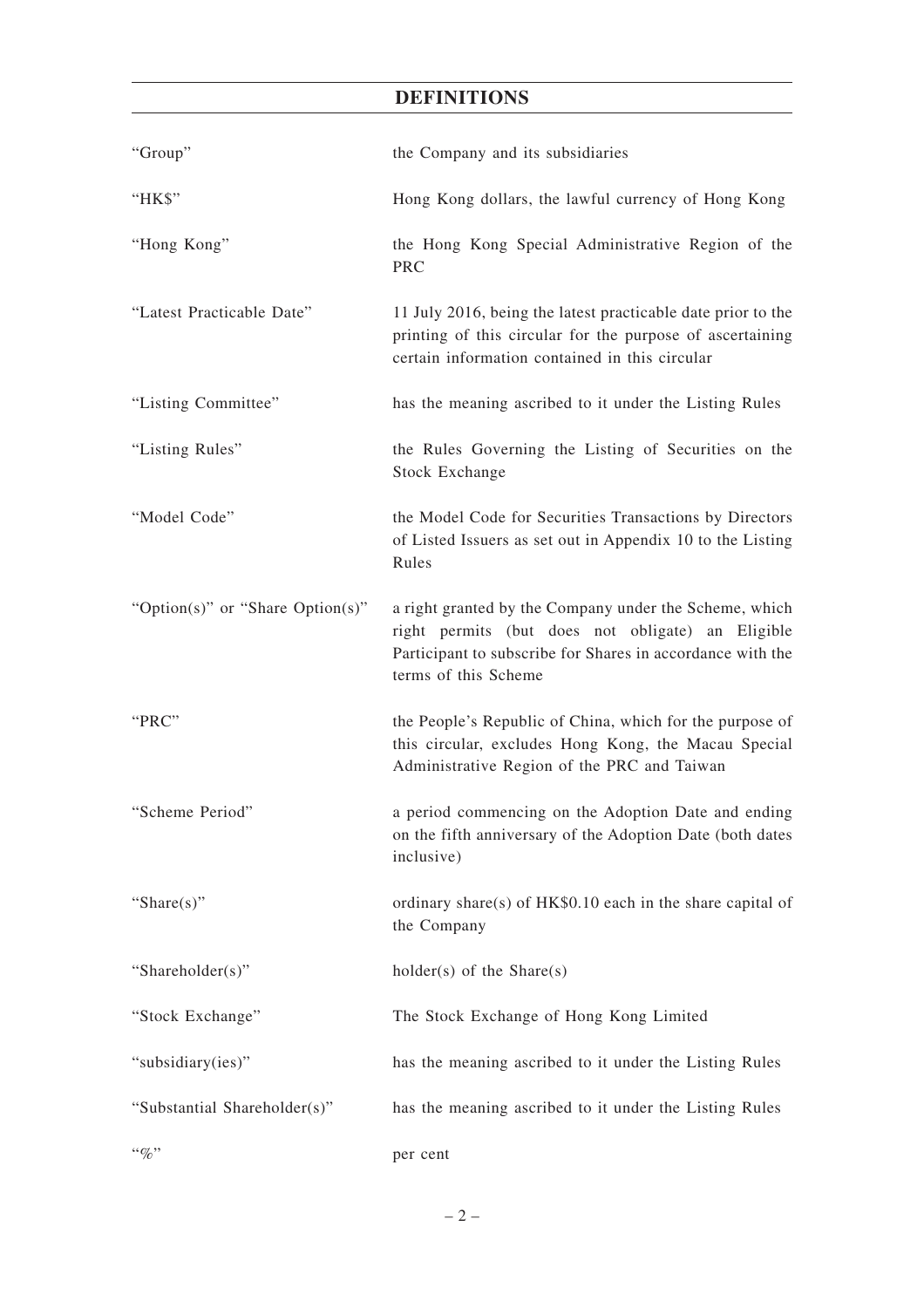# DEFINITIONS

| | |
|---|---|
| "Group" | the Company and its subsidiaries |
| "HK$" | Hong Kong dollars, the lawful currency of Hong Kong |
| "Hong Kong" | the Hong Kong Special Administrative Region of the PRC |
| "Latest Practicable Date" | 11 July 2016, being the latest practicable date prior to the printing of this circular for the purpose of ascertaining certain information contained in this circular |
| "Listing Committee" | has the meaning ascribed to it under the Listing Rules |
| "Listing Rules" | the Rules Governing the Listing of Securities on the Stock Exchange |
| "Model Code" | the Model Code for Securities Transactions by Directors of Listed Issuers as set out in Appendix 10 to the Listing Rules |
| "Option(s)" or "Share Option(s)" | a right granted by the Company under the Scheme, which right permits (but does not obligate) an Eligible Participant to subscribe for Shares in accordance with the terms of this Scheme |
| "PRC" | the People's Republic of China, which for the purpose of this circular, excludes Hong Kong, the Macau Special Administrative Region of the PRC and Taiwan |
| "Scheme Period" | a period commencing on the Adoption Date and ending on the fifth anniversary of the Adoption Date (both dates inclusive) |
| "Share(s)" | ordinary share(s) of HK$0.10 each in the share capital of the Company |
| "Shareholder(s)" | holder(s) of the Share(s) |
| "Stock Exchange" | The Stock Exchange of Hong Kong Limited |
| "subsidiary(ies)" | has the meaning ascribed to it under the Listing Rules |
| "Substantial Shareholder(s)" | has the meaning ascribed to it under the Listing Rules |
| "%" | per cent |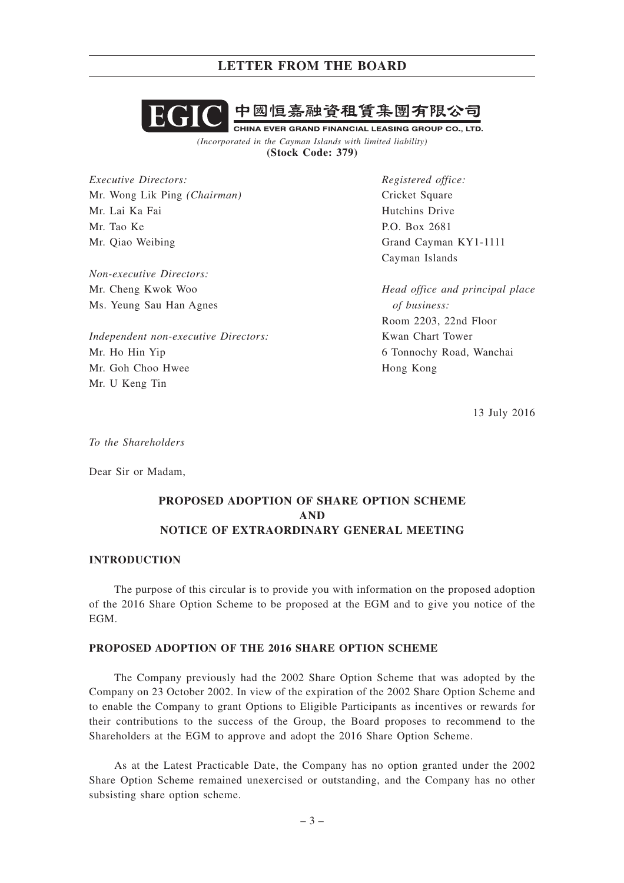# LETTER FROM THE BOARD

**EGIC 中國恒嘉融資租賃集團有限公司**

**CHINA EVER GRAND FINANCIAL LEASING GROUP CO., LTD.**

*(Incorporated in the Cayman Islands with limited liability)*

**(Stock Code: 379)**

*Executive Directors:*
Mr. Wong Lik Ping *(Chairman)*
Mr. Lai Ka Fai
Mr. Tao Ke
Mr. Qiao Weibing

*Non-executive Directors:*
Mr. Cheng Kwok Woo
Ms. Yeung Sau Han Agnes

*Independent non-executive Directors:*
Mr. Ho Hin Yip
Mr. Goh Choo Hwee
Mr. U Keng Tin

*Registered office:*
Cricket Square
Hutchins Drive
P.O. Box 2681
Grand Cayman KY1-1111
Cayman Islands

*Head office and principal place of business:*
Room 2203, 22nd Floor
Kwan Chart Tower
6 Tonnochy Road, Wanchai
Hong Kong

13 July 2016

*To the Shareholders*

Dear Sir or Madam,

**PROPOSED ADOPTION OF SHARE OPTION SCHEME AND NOTICE OF EXTRAORDINARY GENERAL MEETING**

## INTRODUCTION

The purpose of this circular is to provide you with information on the proposed adoption of the 2016 Share Option Scheme to be proposed at the EGM and to give you notice of the EGM.

## PROPOSED ADOPTION OF THE 2016 SHARE OPTION SCHEME

The Company previously had the 2002 Share Option Scheme that was adopted by the Company on 23 October 2002. In view of the expiration of the 2002 Share Option Scheme and to enable the Company to grant Options to Eligible Participants as incentives or rewards for their contributions to the success of the Group, the Board proposes to recommend to the Shareholders at the EGM to approve and adopt the 2016 Share Option Scheme.

As at the Latest Practicable Date, the Company has no option granted under the 2002 Share Option Scheme remained unexercised or outstanding, and the Company has no other subsisting share option scheme.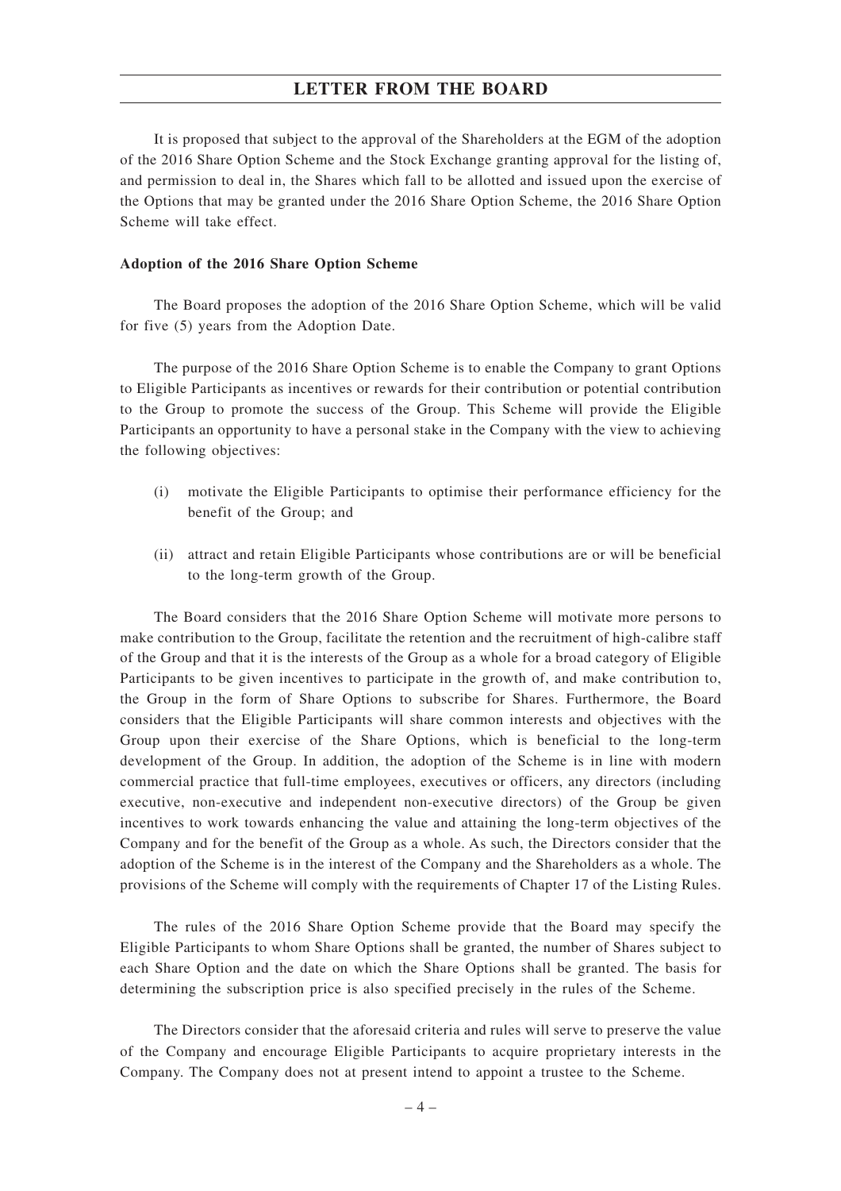It is proposed that subject to the approval of the Shareholders at the EGM of the adoption of the 2016 Share Option Scheme and the Stock Exchange granting approval for the listing of, and permission to deal in, the Shares which fall to be allotted and issued upon the exercise of the Options that may be granted under the 2016 Share Option Scheme, the 2016 Share Option Scheme will take effect.

**Adoption of the 2016 Share Option Scheme**

The Board proposes the adoption of the 2016 Share Option Scheme, which will be valid for five (5) years from the Adoption Date.

The purpose of the 2016 Share Option Scheme is to enable the Company to grant Options to Eligible Participants as incentives or rewards for their contribution or potential contribution to the Group to promote the success of the Group. This Scheme will provide the Eligible Participants an opportunity to have a personal stake in the Company with the view to achieving the following objectives:

(i) motivate the Eligible Participants to optimise their performance efficiency for the benefit of the Group; and

(ii) attract and retain Eligible Participants whose contributions are or will be beneficial to the long-term growth of the Group.

The Board considers that the 2016 Share Option Scheme will motivate more persons to make contribution to the Group, facilitate the retention and the recruitment of high-calibre staff of the Group and that it is the interests of the Group as a whole for a broad category of Eligible Participants to be given incentives to participate in the growth of, and make contribution to, the Group in the form of Share Options to subscribe for Shares. Furthermore, the Board considers that the Eligible Participants will share common interests and objectives with the Group upon their exercise of the Share Options, which is beneficial to the long-term development of the Group. In addition, the adoption of the Scheme is in line with modern commercial practice that full-time employees, executives or officers, any directors (including executive, non-executive and independent non-executive directors) of the Group be given incentives to work towards enhancing the value and attaining the long-term objectives of the Company and for the benefit of the Group as a whole. As such, the Directors consider that the adoption of the Scheme is in the interest of the Company and the Shareholders as a whole. The provisions of the Scheme will comply with the requirements of Chapter 17 of the Listing Rules.

The rules of the 2016 Share Option Scheme provide that the Board may specify the Eligible Participants to whom Share Options shall be granted, the number of Shares subject to each Share Option and the date on which the Share Options shall be granted. The basis for determining the subscription price is also specified precisely in the rules of the Scheme.

The Directors consider that the aforesaid criteria and rules will serve to preserve the value of the Company and encourage Eligible Participants to acquire proprietary interests in the Company. The Company does not at present intend to appoint a trustee to the Scheme.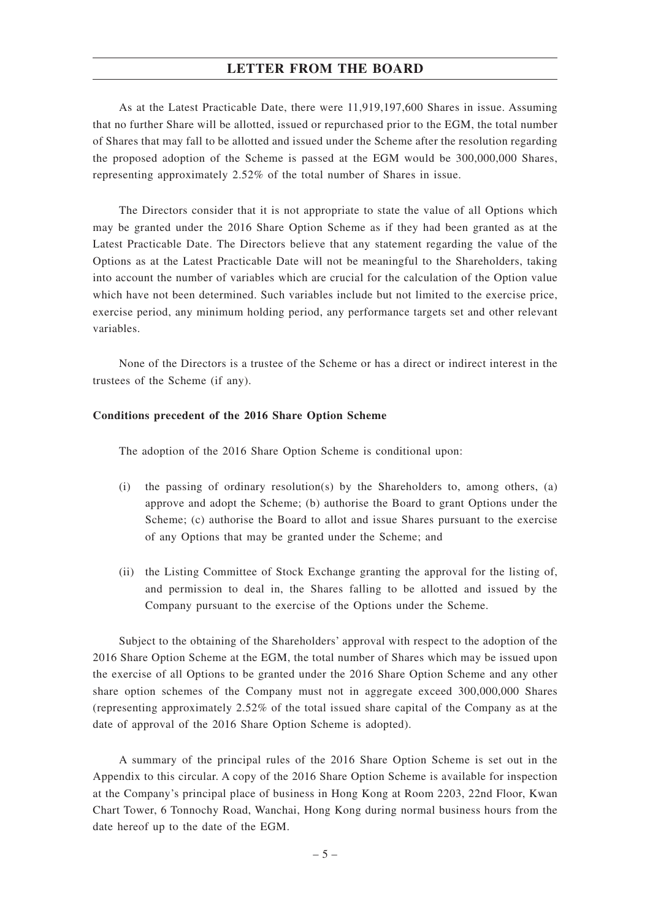As at the Latest Practicable Date, there were 11,919,197,600 Shares in issue. Assuming that no further Share will be allotted, issued or repurchased prior to the EGM, the total number of Shares that may fall to be allotted and issued under the Scheme after the resolution regarding the proposed adoption of the Scheme is passed at the EGM would be 300,000,000 Shares, representing approximately 2.52% of the total number of Shares in issue.

The Directors consider that it is not appropriate to state the value of all Options which may be granted under the 2016 Share Option Scheme as if they had been granted as at the Latest Practicable Date. The Directors believe that any statement regarding the value of the Options as at the Latest Practicable Date will not be meaningful to the Shareholders, taking into account the number of variables which are crucial for the calculation of the Option value which have not been determined. Such variables include but not limited to the exercise price, exercise period, any minimum holding period, any performance targets set and other relevant variables.

None of the Directors is a trustee of the Scheme or has a direct or indirect interest in the trustees of the Scheme (if any).

**Conditions precedent of the 2016 Share Option Scheme**

The adoption of the 2016 Share Option Scheme is conditional upon:

(i) the passing of ordinary resolution(s) by the Shareholders to, among others, (a) approve and adopt the Scheme; (b) authorise the Board to grant Options under the Scheme; (c) authorise the Board to allot and issue Shares pursuant to the exercise of any Options that may be granted under the Scheme; and

(ii) the Listing Committee of Stock Exchange granting the approval for the listing of, and permission to deal in, the Shares falling to be allotted and issued by the Company pursuant to the exercise of the Options under the Scheme.

Subject to the obtaining of the Shareholders' approval with respect to the adoption of the 2016 Share Option Scheme at the EGM, the total number of Shares which may be issued upon the exercise of all Options to be granted under the 2016 Share Option Scheme and any other share option schemes of the Company must not in aggregate exceed 300,000,000 Shares (representing approximately 2.52% of the total issued share capital of the Company as at the date of approval of the 2016 Share Option Scheme is adopted).

A summary of the principal rules of the 2016 Share Option Scheme is set out in the Appendix to this circular. A copy of the 2016 Share Option Scheme is available for inspection at the Company's principal place of business in Hong Kong at Room 2203, 22nd Floor, Kwan Chart Tower, 6 Tonnochy Road, Wanchai, Hong Kong during normal business hours from the date hereof up to the date of the EGM.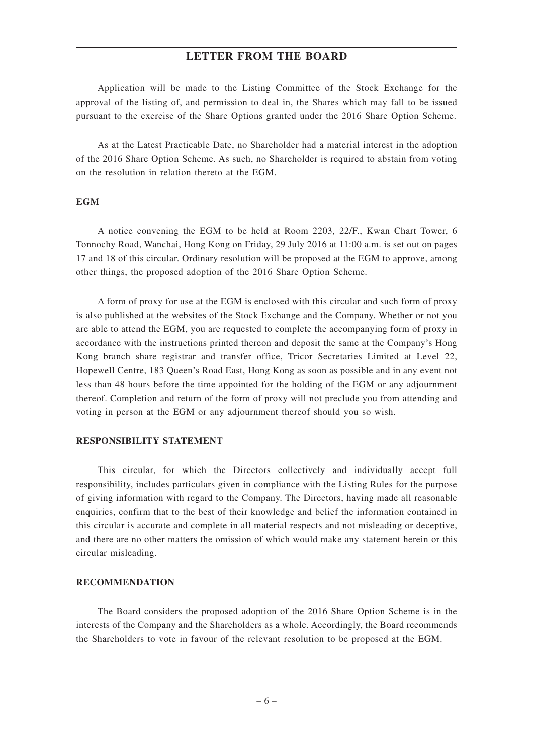Application will be made to the Listing Committee of the Stock Exchange for the approval of the listing of, and permission to deal in, the Shares which may fall to be issued pursuant to the exercise of the Share Options granted under the 2016 Share Option Scheme.

As at the Latest Practicable Date, no Shareholder had a material interest in the adoption of the 2016 Share Option Scheme. As such, no Shareholder is required to abstain from voting on the resolution in relation thereto at the EGM.

**EGM**

A notice convening the EGM to be held at Room 2203, 22/F., Kwan Chart Tower, 6 Tonnochy Road, Wanchai, Hong Kong on Friday, 29 July 2016 at 11:00 a.m. is set out on pages 17 and 18 of this circular. Ordinary resolution will be proposed at the EGM to approve, among other things, the proposed adoption of the 2016 Share Option Scheme.

A form of proxy for use at the EGM is enclosed with this circular and such form of proxy is also published at the websites of the Stock Exchange and the Company. Whether or not you are able to attend the EGM, you are requested to complete the accompanying form of proxy in accordance with the instructions printed thereon and deposit the same at the Company's Hong Kong branch share registrar and transfer office, Tricor Secretaries Limited at Level 22, Hopewell Centre, 183 Queen's Road East, Hong Kong as soon as possible and in any event not less than 48 hours before the time appointed for the holding of the EGM or any adjournment thereof. Completion and return of the form of proxy will not preclude you from attending and voting in person at the EGM or any adjournment thereof should you so wish.

**RESPONSIBILITY STATEMENT**

This circular, for which the Directors collectively and individually accept full responsibility, includes particulars given in compliance with the Listing Rules for the purpose of giving information with regard to the Company. The Directors, having made all reasonable enquiries, confirm that to the best of their knowledge and belief the information contained in this circular is accurate and complete in all material respects and not misleading or deceptive, and there are no other matters the omission of which would make any statement herein or this circular misleading.

**RECOMMENDATION**

The Board considers the proposed adoption of the 2016 Share Option Scheme is in the interests of the Company and the Shareholders as a whole. Accordingly, the Board recommends the Shareholders to vote in favour of the relevant resolution to be proposed at the EGM.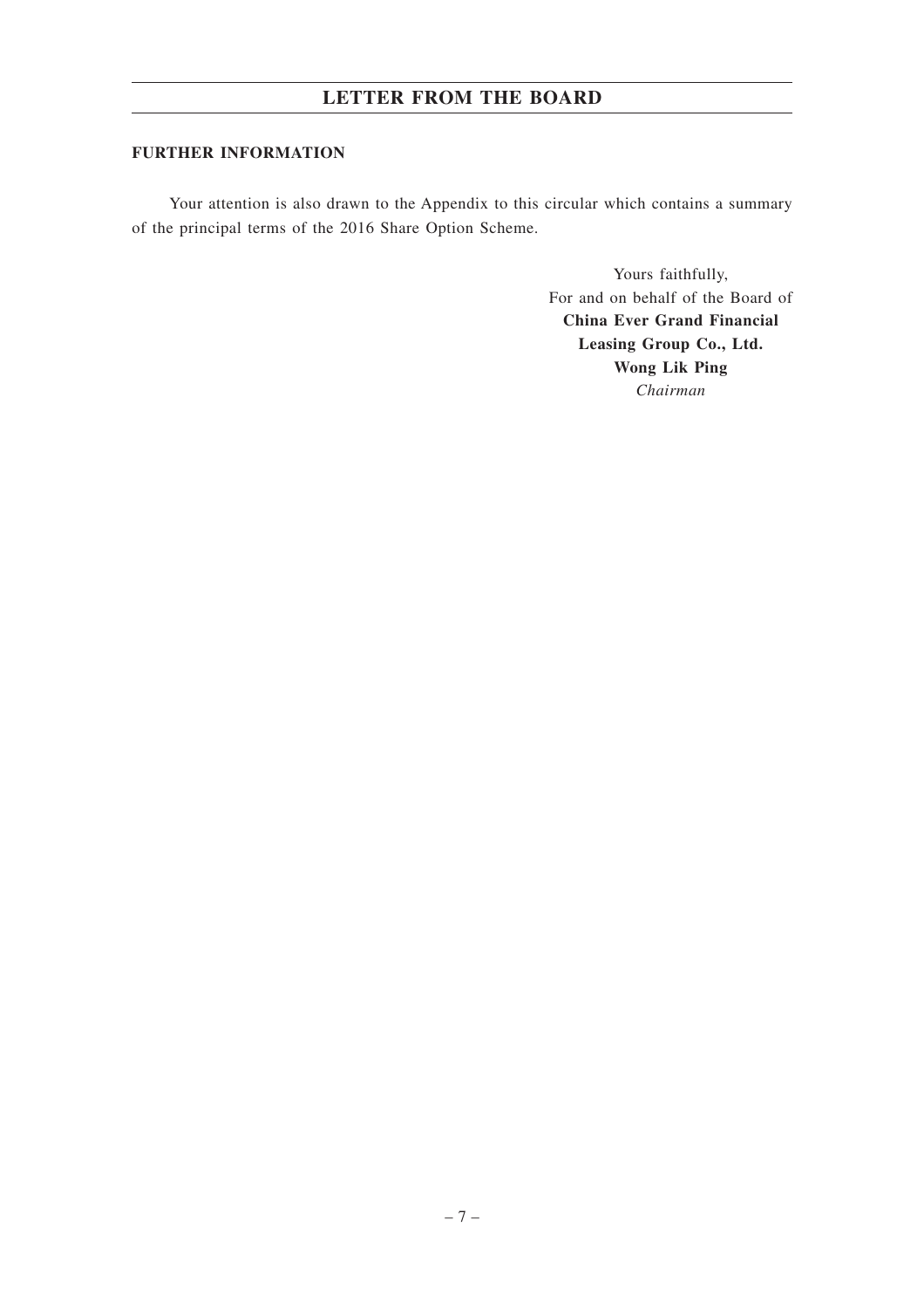## FURTHER INFORMATION

Your attention is also drawn to the Appendix to this circular which contains a summary of the principal terms of the 2016 Share Option Scheme.

Yours faithfully,
For and on behalf of the Board of
**China Ever Grand Financial Leasing Group Co., Ltd.**
**Wong Lik Ping**
*Chairman*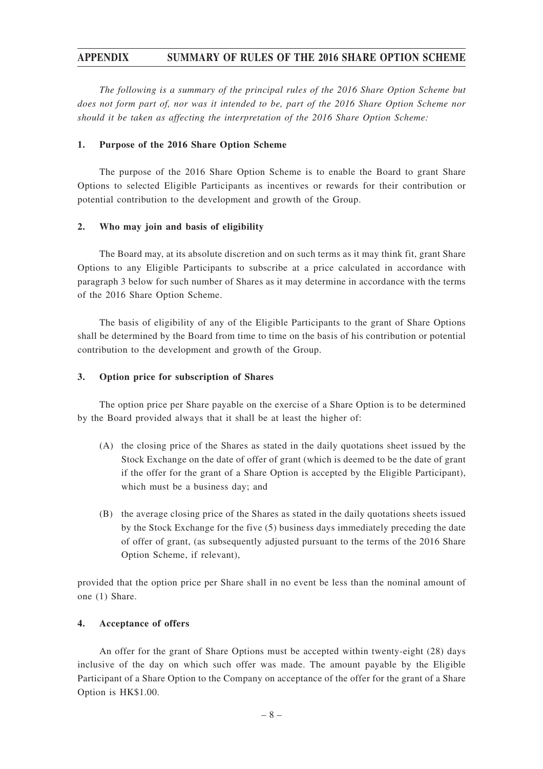# APPENDIX SUMMARY OF RULES OF THE 2016 SHARE OPTION SCHEME

*The following is a summary of the principal rules of the 2016 Share Option Scheme but does not form part of, nor was it intended to be, part of the 2016 Share Option Scheme nor should it be taken as affecting the interpretation of the 2016 Share Option Scheme:*

## 1. Purpose of the 2016 Share Option Scheme

The purpose of the 2016 Share Option Scheme is to enable the Board to grant Share Options to selected Eligible Participants as incentives or rewards for their contribution or potential contribution to the development and growth of the Group.

## 2. Who may join and basis of eligibility

The Board may, at its absolute discretion and on such terms as it may think fit, grant Share Options to any Eligible Participants to subscribe at a price calculated in accordance with paragraph 3 below for such number of Shares as it may determine in accordance with the terms of the 2016 Share Option Scheme.

The basis of eligibility of any of the Eligible Participants to the grant of Share Options shall be determined by the Board from time to time on the basis of his contribution or potential contribution to the development and growth of the Group.

## 3. Option price for subscription of Shares

The option price per Share payable on the exercise of a Share Option is to be determined by the Board provided always that it shall be at least the higher of:

(A) the closing price of the Shares as stated in the daily quotations sheet issued by the Stock Exchange on the date of offer of grant (which is deemed to be the date of grant if the offer for the grant of a Share Option is accepted by the Eligible Participant), which must be a business day; and

(B) the average closing price of the Shares as stated in the daily quotations sheets issued by the Stock Exchange for the five (5) business days immediately preceding the date of offer of grant, (as subsequently adjusted pursuant to the terms of the 2016 Share Option Scheme, if relevant),

provided that the option price per Share shall in no event be less than the nominal amount of one (1) Share.

## 4. Acceptance of offers

An offer for the grant of Share Options must be accepted within twenty-eight (28) days inclusive of the day on which such offer was made. The amount payable by the Eligible Participant of a Share Option to the Company on acceptance of the offer for the grant of a Share Option is HK$1.00.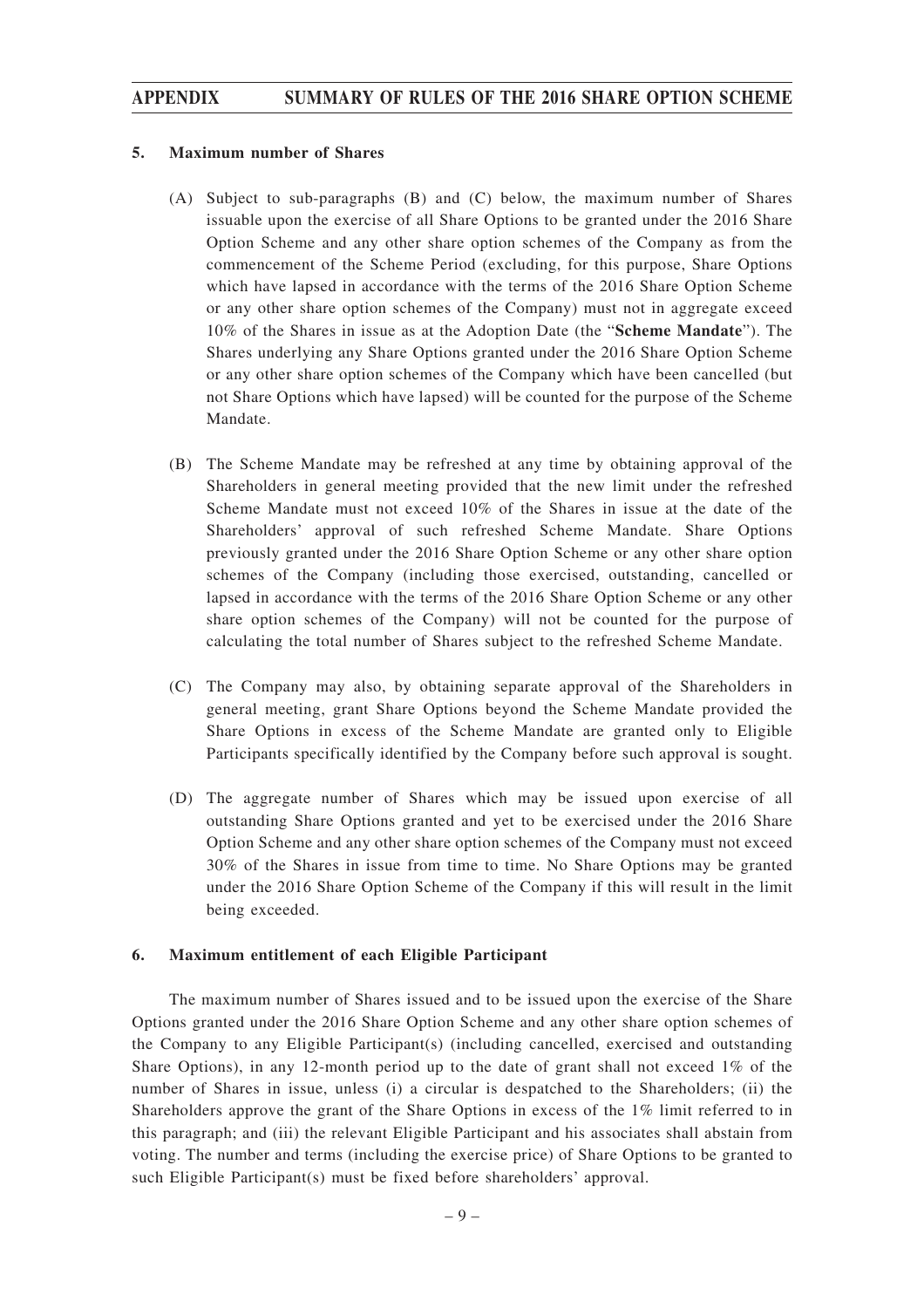### 5. Maximum number of Shares

(A) Subject to sub-paragraphs (B) and (C) below, the maximum number of Shares issuable upon the exercise of all Share Options to be granted under the 2016 Share Option Scheme and any other share option schemes of the Company as from the commencement of the Scheme Period (excluding, for this purpose, Share Options which have lapsed in accordance with the terms of the 2016 Share Option Scheme or any other share option schemes of the Company) must not in aggregate exceed 10% of the Shares in issue as at the Adoption Date (the "**Scheme Mandate**"). The Shares underlying any Share Options granted under the 2016 Share Option Scheme or any other share option schemes of the Company which have been cancelled (but not Share Options which have lapsed) will be counted for the purpose of the Scheme Mandate.

(B) The Scheme Mandate may be refreshed at any time by obtaining approval of the Shareholders in general meeting provided that the new limit under the refreshed Scheme Mandate must not exceed 10% of the Shares in issue at the date of the Shareholders' approval of such refreshed Scheme Mandate. Share Options previously granted under the 2016 Share Option Scheme or any other share option schemes of the Company (including those exercised, outstanding, cancelled or lapsed in accordance with the terms of the 2016 Share Option Scheme or any other share option schemes of the Company) will not be counted for the purpose of calculating the total number of Shares subject to the refreshed Scheme Mandate.

(C) The Company may also, by obtaining separate approval of the Shareholders in general meeting, grant Share Options beyond the Scheme Mandate provided the Share Options in excess of the Scheme Mandate are granted only to Eligible Participants specifically identified by the Company before such approval is sought.

(D) The aggregate number of Shares which may be issued upon exercise of all outstanding Share Options granted and yet to be exercised under the 2016 Share Option Scheme and any other share option schemes of the Company must not exceed 30% of the Shares in issue from time to time. No Share Options may be granted under the 2016 Share Option Scheme of the Company if this will result in the limit being exceeded.

### 6. Maximum entitlement of each Eligible Participant

The maximum number of Shares issued and to be issued upon the exercise of the Share Options granted under the 2016 Share Option Scheme and any other share option schemes of the Company to any Eligible Participant(s) (including cancelled, exercised and outstanding Share Options), in any 12-month period up to the date of grant shall not exceed 1% of the number of Shares in issue, unless (i) a circular is despatched to the Shareholders; (ii) the Shareholders approve the grant of the Share Options in excess of the 1% limit referred to in this paragraph; and (iii) the relevant Eligible Participant and his associates shall abstain from voting. The number and terms (including the exercise price) of Share Options to be granted to such Eligible Participant(s) must be fixed before shareholders' approval.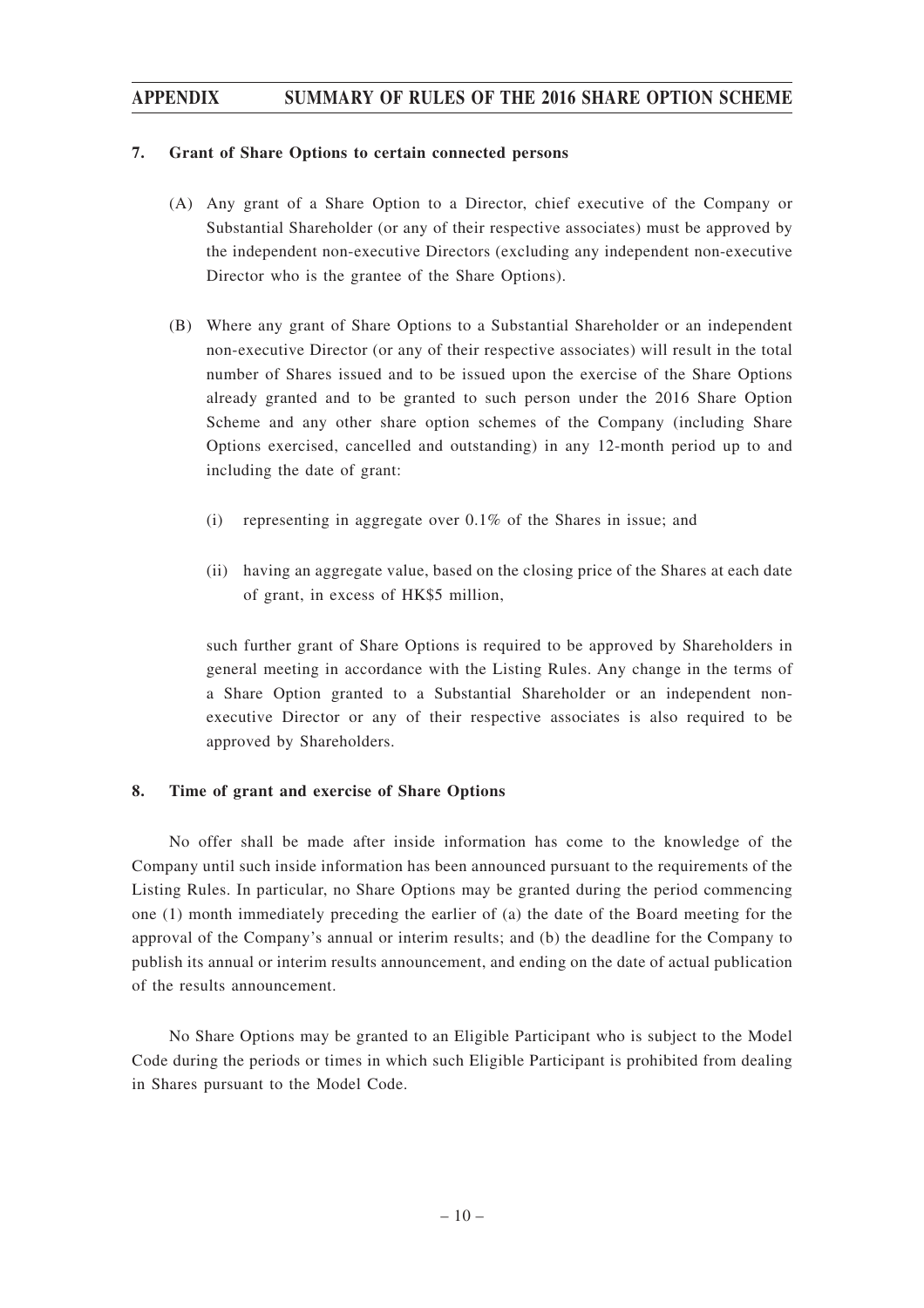#### 7. Grant of Share Options to certain connected persons

(A) Any grant of a Share Option to a Director, chief executive of the Company or Substantial Shareholder (or any of their respective associates) must be approved by the independent non-executive Directors (excluding any independent non-executive Director who is the grantee of the Share Options).

(B) Where any grant of Share Options to a Substantial Shareholder or an independent non-executive Director (or any of their respective associates) will result in the total number of Shares issued and to be issued upon the exercise of the Share Options already granted and to be granted to such person under the 2016 Share Option Scheme and any other share option schemes of the Company (including Share Options exercised, cancelled and outstanding) in any 12-month period up to and including the date of grant:

   (i) representing in aggregate over 0.1% of the Shares in issue; and

   (ii) having an aggregate value, based on the closing price of the Shares at each date of grant, in excess of HK$5 million,

   such further grant of Share Options is required to be approved by Shareholders in general meeting in accordance with the Listing Rules. Any change in the terms of a Share Option granted to a Substantial Shareholder or an independent non-executive Director or any of their respective associates is also required to be approved by Shareholders.

#### 8. Time of grant and exercise of Share Options

No offer shall be made after inside information has come to the knowledge of the Company until such inside information has been announced pursuant to the requirements of the Listing Rules. In particular, no Share Options may be granted during the period commencing one (1) month immediately preceding the earlier of (a) the date of the Board meeting for the approval of the Company's annual or interim results; and (b) the deadline for the Company to publish its annual or interim results announcement, and ending on the date of actual publication of the results announcement.

No Share Options may be granted to an Eligible Participant who is subject to the Model Code during the periods or times in which such Eligible Participant is prohibited from dealing in Shares pursuant to the Model Code.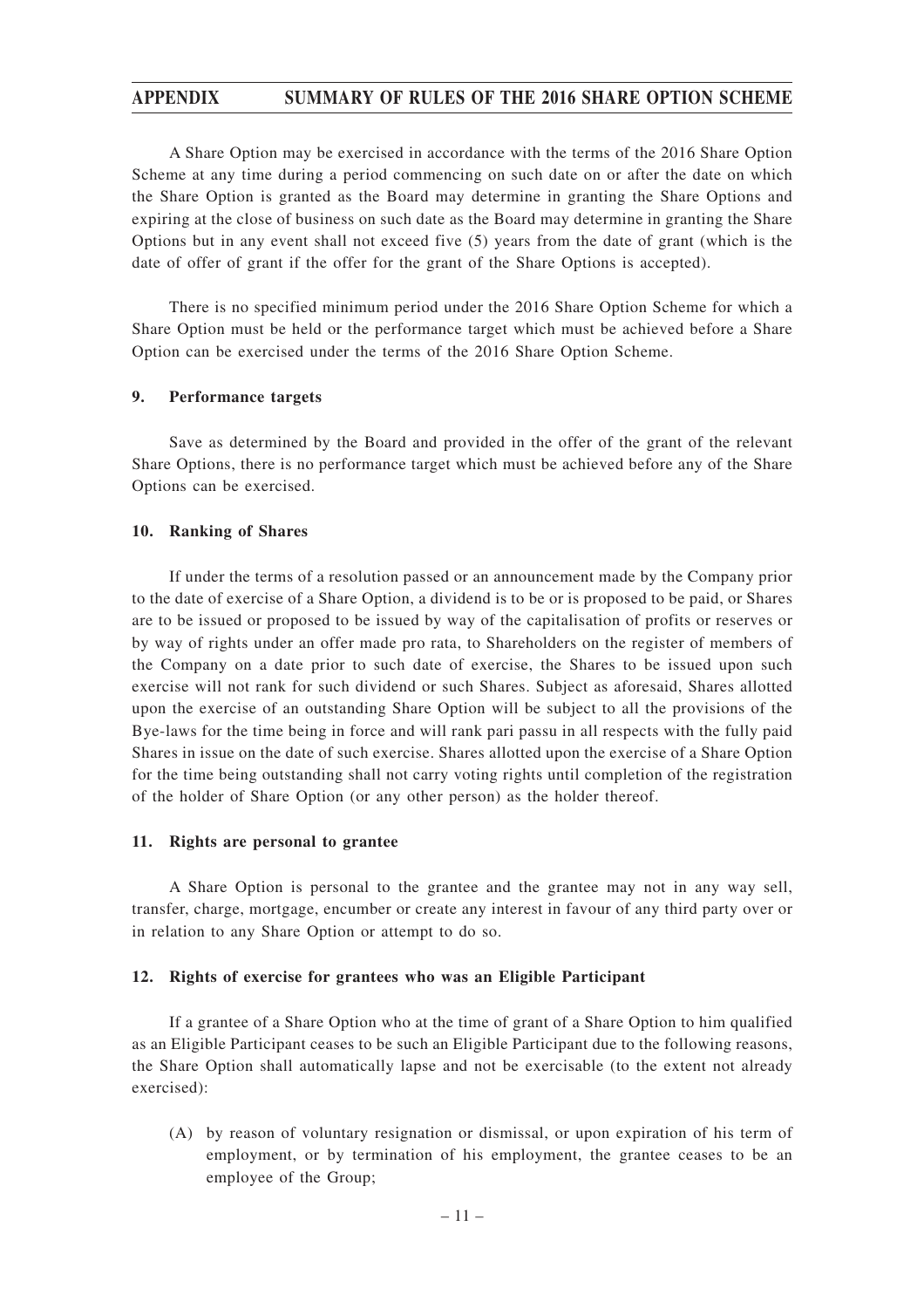A Share Option may be exercised in accordance with the terms of the 2016 Share Option Scheme at any time during a period commencing on such date on or after the date on which the Share Option is granted as the Board may determine in granting the Share Options and expiring at the close of business on such date as the Board may determine in granting the Share Options but in any event shall not exceed five (5) years from the date of grant (which is the date of offer of grant if the offer for the grant of the Share Options is accepted).

There is no specified minimum period under the 2016 Share Option Scheme for which a Share Option must be held or the performance target which must be achieved before a Share Option can be exercised under the terms of the 2016 Share Option Scheme.

### 9. Performance targets

Save as determined by the Board and provided in the offer of the grant of the relevant Share Options, there is no performance target which must be achieved before any of the Share Options can be exercised.

### 10. Ranking of Shares

If under the terms of a resolution passed or an announcement made by the Company prior to the date of exercise of a Share Option, a dividend is to be or is proposed to be paid, or Shares are to be issued or proposed to be issued by way of the capitalisation of profits or reserves or by way of rights under an offer made pro rata, to Shareholders on the register of members of the Company on a date prior to such date of exercise, the Shares to be issued upon such exercise will not rank for such dividend or such Shares. Subject as aforesaid, Shares allotted upon the exercise of an outstanding Share Option will be subject to all the provisions of the Bye-laws for the time being in force and will rank pari passu in all respects with the fully paid Shares in issue on the date of such exercise. Shares allotted upon the exercise of a Share Option for the time being outstanding shall not carry voting rights until completion of the registration of the holder of Share Option (or any other person) as the holder thereof.

### 11. Rights are personal to grantee

A Share Option is personal to the grantee and the grantee may not in any way sell, transfer, charge, mortgage, encumber or create any interest in favour of any third party over or in relation to any Share Option or attempt to do so.

### 12. Rights of exercise for grantees who was an Eligible Participant

If a grantee of a Share Option who at the time of grant of a Share Option to him qualified as an Eligible Participant ceases to be such an Eligible Participant due to the following reasons, the Share Option shall automatically lapse and not be exercisable (to the extent not already exercised):

(A) by reason of voluntary resignation or dismissal, or upon expiration of his term of employment, or by termination of his employment, the grantee ceases to be an employee of the Group;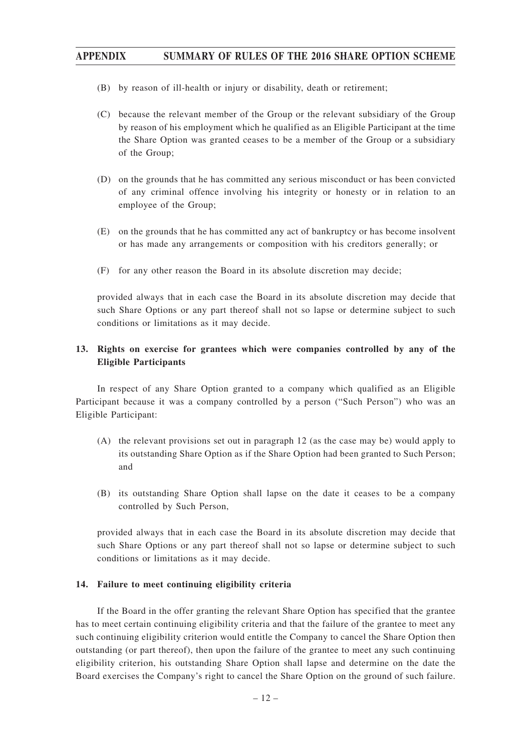(B) by reason of ill-health or injury or disability, death or retirement;

(C) because the relevant member of the Group or the relevant subsidiary of the Group by reason of his employment which he qualified as an Eligible Participant at the time the Share Option was granted ceases to be a member of the Group or a subsidiary of the Group;

(D) on the grounds that he has committed any serious misconduct or has been convicted of any criminal offence involving his integrity or honesty or in relation to an employee of the Group;

(E) on the grounds that he has committed any act of bankruptcy or has become insolvent or has made any arrangements or composition with his creditors generally; or

(F) for any other reason the Board in its absolute discretion may decide;

provided always that in each case the Board in its absolute discretion may decide that such Share Options or any part thereof shall not so lapse or determine subject to such conditions or limitations as it may decide.

## 13. Rights on exercise for grantees which were companies controlled by any of the Eligible Participants

In respect of any Share Option granted to a company which qualified as an Eligible Participant because it was a company controlled by a person ("Such Person") who was an Eligible Participant:

(A) the relevant provisions set out in paragraph 12 (as the case may be) would apply to its outstanding Share Option as if the Share Option had been granted to Such Person; and

(B) its outstanding Share Option shall lapse on the date it ceases to be a company controlled by Such Person,

provided always that in each case the Board in its absolute discretion may decide that such Share Options or any part thereof shall not so lapse or determine subject to such conditions or limitations as it may decide.

## 14. Failure to meet continuing eligibility criteria

If the Board in the offer granting the relevant Share Option has specified that the grantee has to meet certain continuing eligibility criteria and that the failure of the grantee to meet any such continuing eligibility criterion would entitle the Company to cancel the Share Option then outstanding (or part thereof), then upon the failure of the grantee to meet any such continuing eligibility criterion, his outstanding Share Option shall lapse and determine on the date the Board exercises the Company's right to cancel the Share Option on the ground of such failure.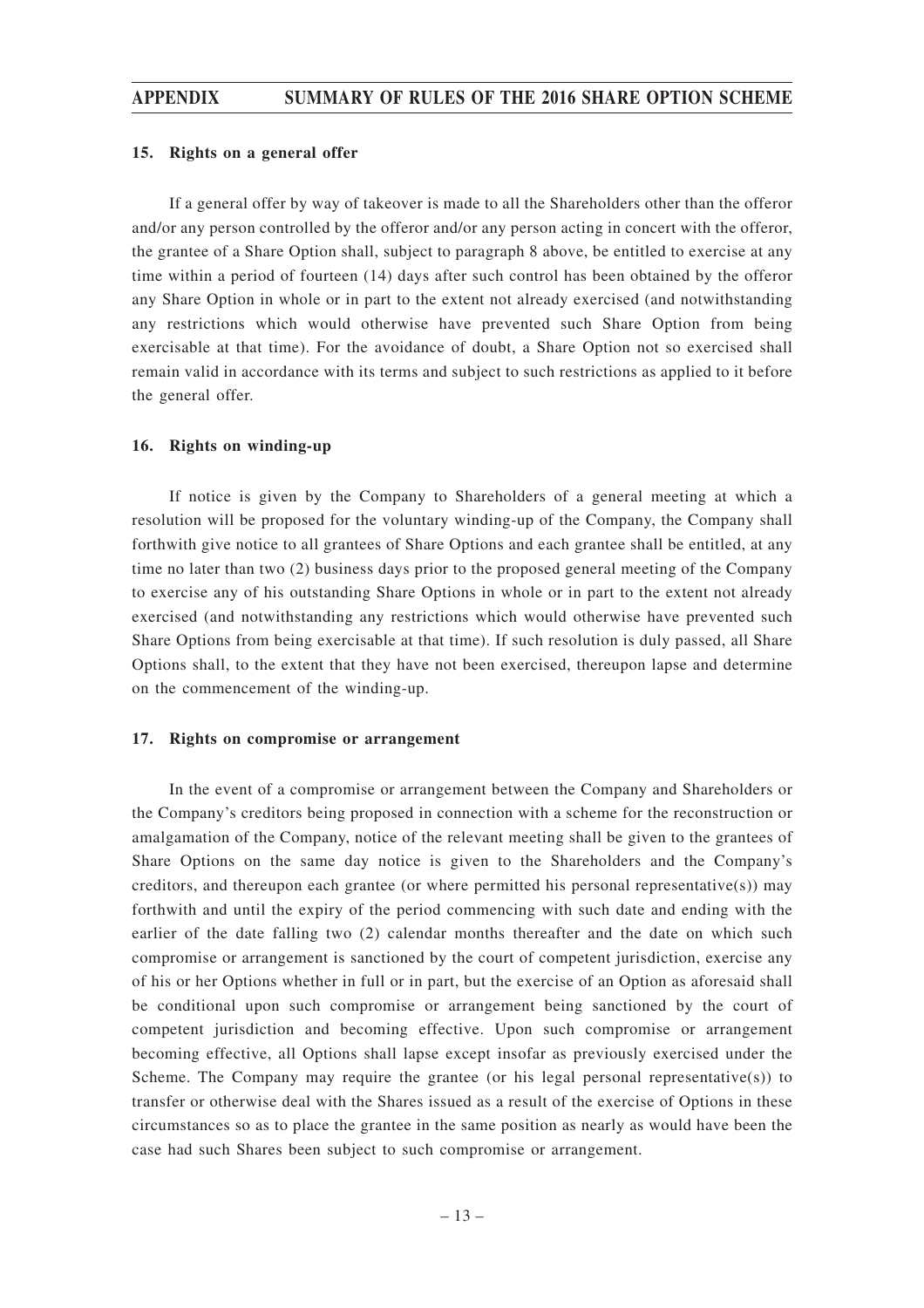### 15. Rights on a general offer

If a general offer by way of takeover is made to all the Shareholders other than the offeror and/or any person controlled by the offeror and/or any person acting in concert with the offeror, the grantee of a Share Option shall, subject to paragraph 8 above, be entitled to exercise at any time within a period of fourteen (14) days after such control has been obtained by the offeror any Share Option in whole or in part to the extent not already exercised (and notwithstanding any restrictions which would otherwise have prevented such Share Option from being exercisable at that time). For the avoidance of doubt, a Share Option not so exercised shall remain valid in accordance with its terms and subject to such restrictions as applied to it before the general offer.

### 16. Rights on winding-up

If notice is given by the Company to Shareholders of a general meeting at which a resolution will be proposed for the voluntary winding-up of the Company, the Company shall forthwith give notice to all grantees of Share Options and each grantee shall be entitled, at any time no later than two (2) business days prior to the proposed general meeting of the Company to exercise any of his outstanding Share Options in whole or in part to the extent not already exercised (and notwithstanding any restrictions which would otherwise have prevented such Share Options from being exercisable at that time). If such resolution is duly passed, all Share Options shall, to the extent that they have not been exercised, thereupon lapse and determine on the commencement of the winding-up.

### 17. Rights on compromise or arrangement

In the event of a compromise or arrangement between the Company and Shareholders or the Company's creditors being proposed in connection with a scheme for the reconstruction or amalgamation of the Company, notice of the relevant meeting shall be given to the grantees of Share Options on the same day notice is given to the Shareholders and the Company's creditors, and thereupon each grantee (or where permitted his personal representative(s)) may forthwith and until the expiry of the period commencing with such date and ending with the earlier of the date falling two (2) calendar months thereafter and the date on which such compromise or arrangement is sanctioned by the court of competent jurisdiction, exercise any of his or her Options whether in full or in part, but the exercise of an Option as aforesaid shall be conditional upon such compromise or arrangement being sanctioned by the court of competent jurisdiction and becoming effective. Upon such compromise or arrangement becoming effective, all Options shall lapse except insofar as previously exercised under the Scheme. The Company may require the grantee (or his legal personal representative(s)) to transfer or otherwise deal with the Shares issued as a result of the exercise of Options in these circumstances so as to place the grantee in the same position as nearly as would have been the case had such Shares been subject to such compromise or arrangement.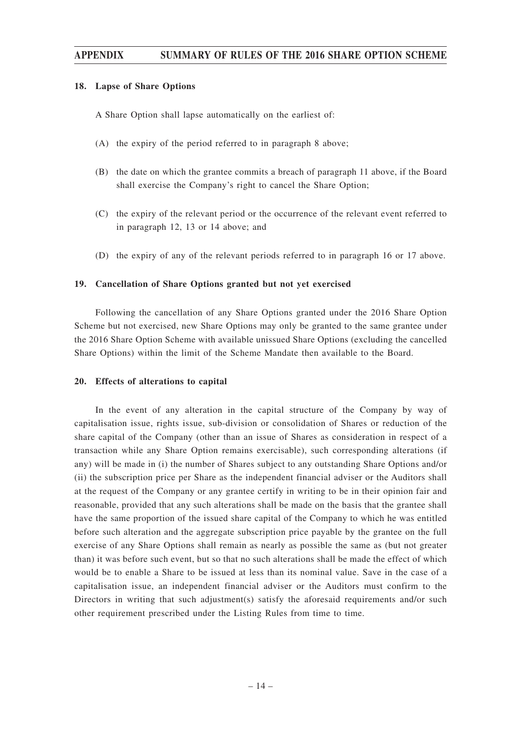### 18. Lapse of Share Options

A Share Option shall lapse automatically on the earliest of:

(A) the expiry of the period referred to in paragraph 8 above;

(B) the date on which the grantee commits a breach of paragraph 11 above, if the Board shall exercise the Company's right to cancel the Share Option;

(C) the expiry of the relevant period or the occurrence of the relevant event referred to in paragraph 12, 13 or 14 above; and

(D) the expiry of any of the relevant periods referred to in paragraph 16 or 17 above.

### 19. Cancellation of Share Options granted but not yet exercised

Following the cancellation of any Share Options granted under the 2016 Share Option Scheme but not exercised, new Share Options may only be granted to the same grantee under the 2016 Share Option Scheme with available unissued Share Options (excluding the cancelled Share Options) within the limit of the Scheme Mandate then available to the Board.

### 20. Effects of alterations to capital

In the event of any alteration in the capital structure of the Company by way of capitalisation issue, rights issue, sub-division or consolidation of Shares or reduction of the share capital of the Company (other than an issue of Shares as consideration in respect of a transaction while any Share Option remains exercisable), such corresponding alterations (if any) will be made in (i) the number of Shares subject to any outstanding Share Options and/or (ii) the subscription price per Share as the independent financial adviser or the Auditors shall at the request of the Company or any grantee certify in writing to be in their opinion fair and reasonable, provided that any such alterations shall be made on the basis that the grantee shall have the same proportion of the issued share capital of the Company to which he was entitled before such alteration and the aggregate subscription price payable by the grantee on the full exercise of any Share Options shall remain as nearly as possible the same as (but not greater than) it was before such event, but so that no such alterations shall be made the effect of which would be to enable a Share to be issued at less than its nominal value. Save in the case of a capitalisation issue, an independent financial adviser or the Auditors must confirm to the Directors in writing that such adjustment(s) satisfy the aforesaid requirements and/or such other requirement prescribed under the Listing Rules from time to time.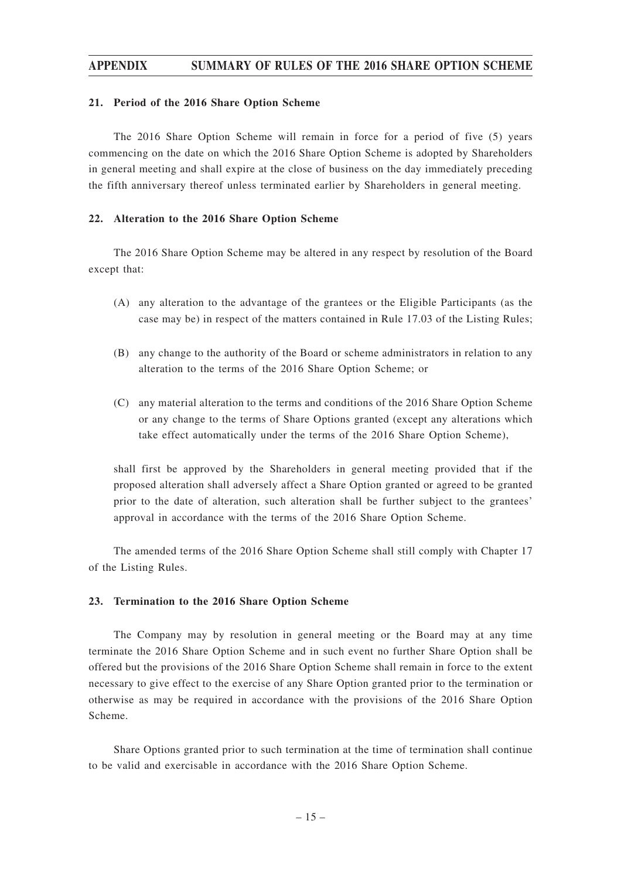#### 21. Period of the 2016 Share Option Scheme

The 2016 Share Option Scheme will remain in force for a period of five (5) years commencing on the date on which the 2016 Share Option Scheme is adopted by Shareholders in general meeting and shall expire at the close of business on the day immediately preceding the fifth anniversary thereof unless terminated earlier by Shareholders in general meeting.

#### 22. Alteration to the 2016 Share Option Scheme

The 2016 Share Option Scheme may be altered in any respect by resolution of the Board except that:

(A) any alteration to the advantage of the grantees or the Eligible Participants (as the case may be) in respect of the matters contained in Rule 17.03 of the Listing Rules;

(B) any change to the authority of the Board or scheme administrators in relation to any alteration to the terms of the 2016 Share Option Scheme; or

(C) any material alteration to the terms and conditions of the 2016 Share Option Scheme or any change to the terms of Share Options granted (except any alterations which take effect automatically under the terms of the 2016 Share Option Scheme),

shall first be approved by the Shareholders in general meeting provided that if the proposed alteration shall adversely affect a Share Option granted or agreed to be granted prior to the date of alteration, such alteration shall be further subject to the grantees' approval in accordance with the terms of the 2016 Share Option Scheme.

The amended terms of the 2016 Share Option Scheme shall still comply with Chapter 17 of the Listing Rules.

#### 23. Termination to the 2016 Share Option Scheme

The Company may by resolution in general meeting or the Board may at any time terminate the 2016 Share Option Scheme and in such event no further Share Option shall be offered but the provisions of the 2016 Share Option Scheme shall remain in force to the extent necessary to give effect to the exercise of any Share Option granted prior to the termination or otherwise as may be required in accordance with the provisions of the 2016 Share Option Scheme.

Share Options granted prior to such termination at the time of termination shall continue to be valid and exercisable in accordance with the 2016 Share Option Scheme.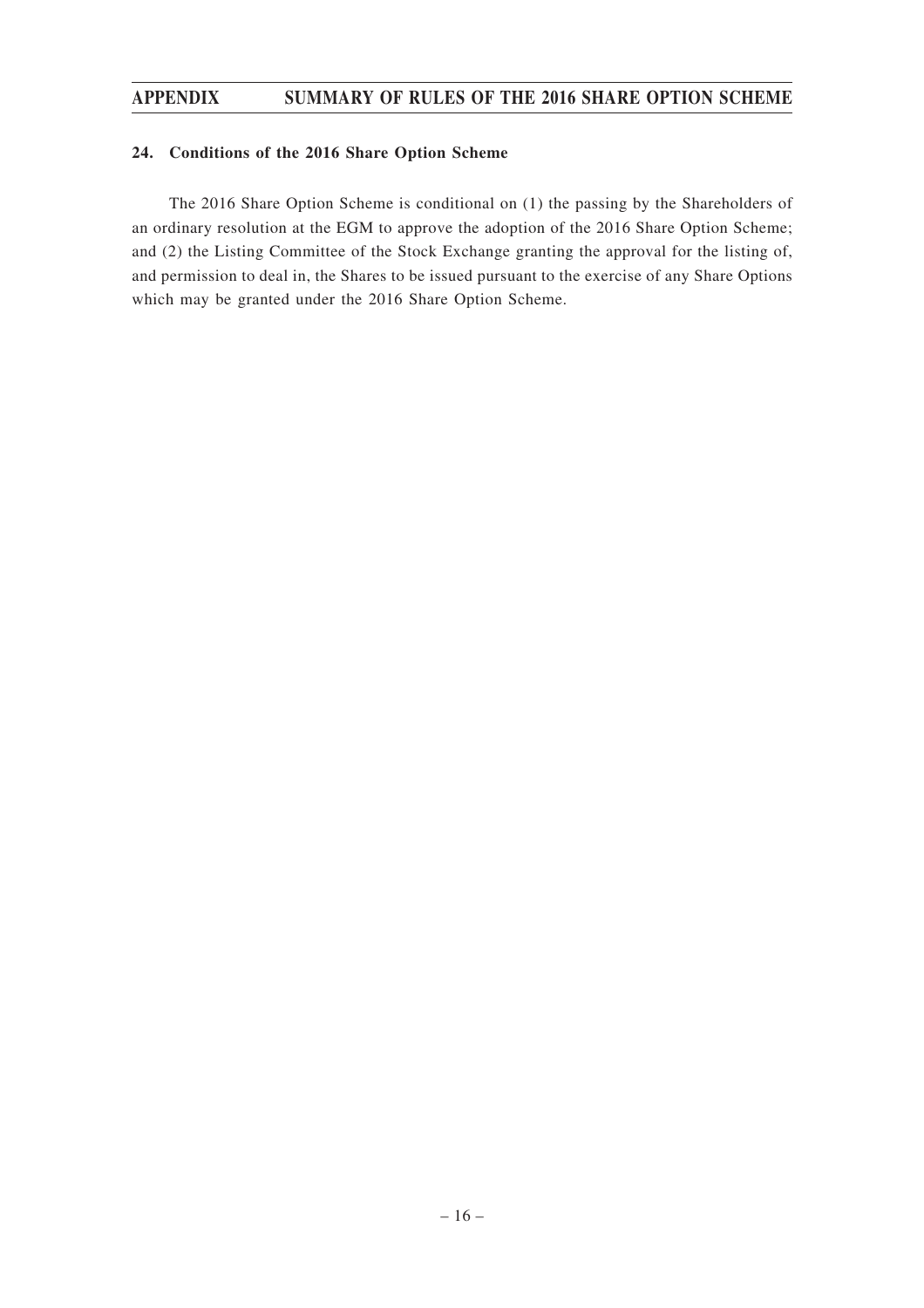### 24. Conditions of the 2016 Share Option Scheme

The 2016 Share Option Scheme is conditional on (1) the passing by the Shareholders of an ordinary resolution at the EGM to approve the adoption of the 2016 Share Option Scheme; and (2) the Listing Committee of the Stock Exchange granting the approval for the listing of, and permission to deal in, the Shares to be issued pursuant to the exercise of any Share Options which may be granted under the 2016 Share Option Scheme.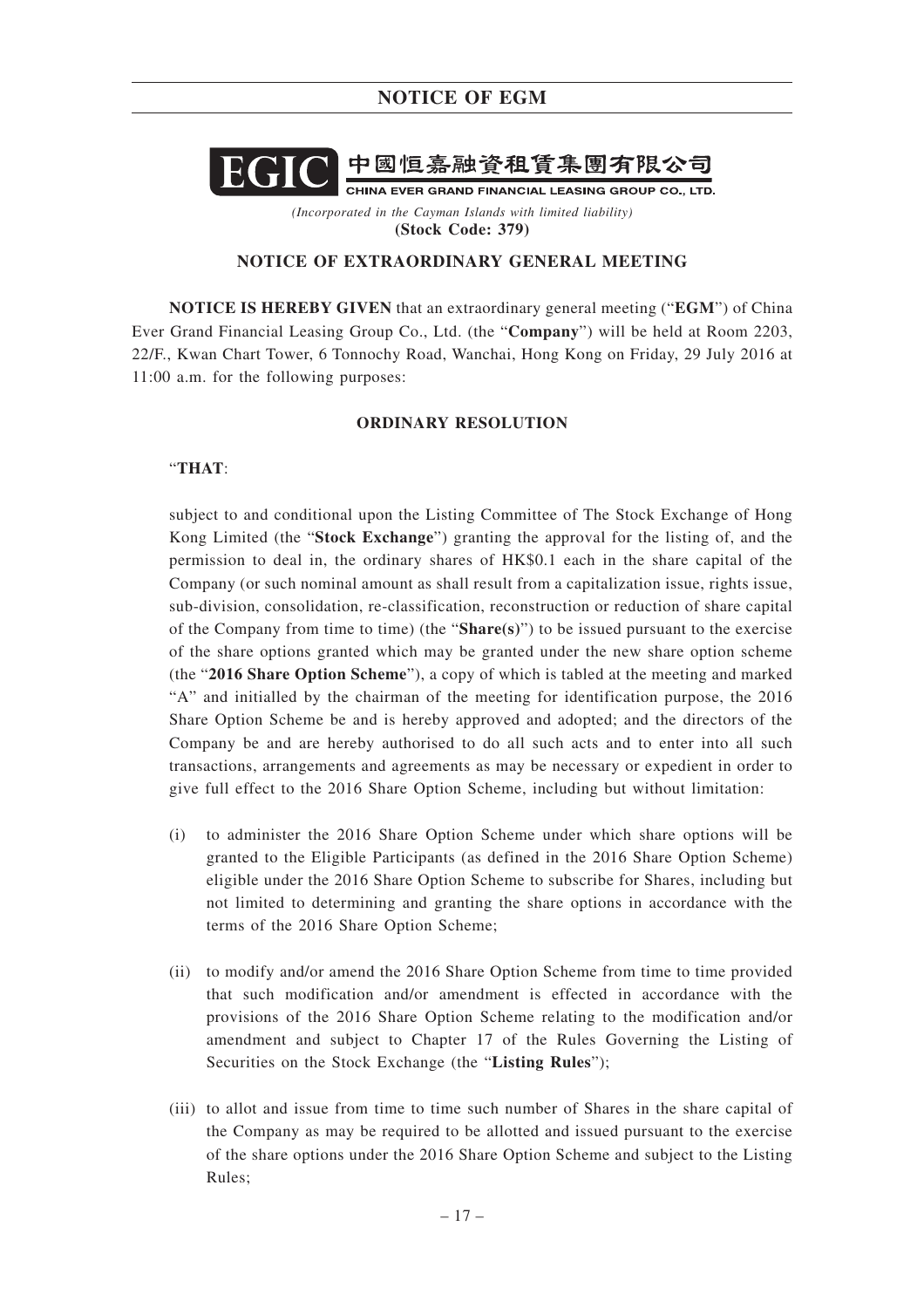## NOTICE OF EGM

**EGIC** 中國恒嘉融資租賃集團有限公司

CHINA EVER GRAND FINANCIAL LEASING GROUP CO., LTD.

*(Incorporated in the Cayman Islands with limited liability)*

**(Stock Code: 379)**

### NOTICE OF EXTRAORDINARY GENERAL MEETING

**NOTICE IS HEREBY GIVEN** that an extraordinary general meeting ("**EGM**") of China Ever Grand Financial Leasing Group Co., Ltd. (the "**Company**") will be held at Room 2203, 22/F., Kwan Chart Tower, 6 Tonnochy Road, Wanchai, Hong Kong on Friday, 29 July 2016 at 11:00 a.m. for the following purposes:

### ORDINARY RESOLUTION

"**THAT**:

subject to and conditional upon the Listing Committee of The Stock Exchange of Hong Kong Limited (the "**Stock Exchange**") granting the approval for the listing of, and the permission to deal in, the ordinary shares of HK$0.1 each in the share capital of the Company (or such nominal amount as shall result from a capitalization issue, rights issue, sub-division, consolidation, re-classification, reconstruction or reduction of share capital of the Company from time to time) (the "**Share(s)**") to be issued pursuant to the exercise of the share options granted which may be granted under the new share option scheme (the "**2016 Share Option Scheme**"), a copy of which is tabled at the meeting and marked "A" and initialled by the chairman of the meeting for identification purpose, the 2016 Share Option Scheme be and is hereby approved and adopted; and the directors of the Company be and are hereby authorised to do all such acts and to enter into all such transactions, arrangements and agreements as may be necessary or expedient in order to give full effect to the 2016 Share Option Scheme, including but without limitation:

(i) to administer the 2016 Share Option Scheme under which share options will be granted to the Eligible Participants (as defined in the 2016 Share Option Scheme) eligible under the 2016 Share Option Scheme to subscribe for Shares, including but not limited to determining and granting the share options in accordance with the terms of the 2016 Share Option Scheme;

(ii) to modify and/or amend the 2016 Share Option Scheme from time to time provided that such modification and/or amendment is effected in accordance with the provisions of the 2016 Share Option Scheme relating to the modification and/or amendment and subject to Chapter 17 of the Rules Governing the Listing of Securities on the Stock Exchange (the "**Listing Rules**");

(iii) to allot and issue from time to time such number of Shares in the share capital of the Company as may be required to be allotted and issued pursuant to the exercise of the share options under the 2016 Share Option Scheme and subject to the Listing Rules;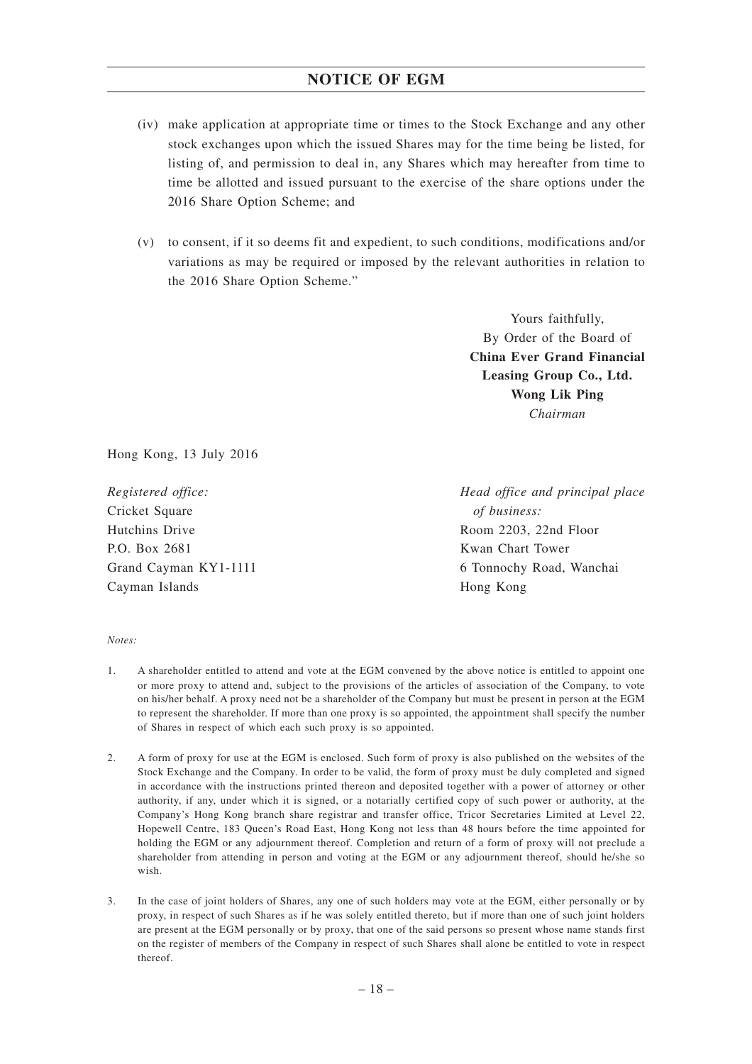(iv) make application at appropriate time or times to the Stock Exchange and any other stock exchanges upon which the issued Shares may for the time being be listed, for listing of, and permission to deal in, any Shares which may hereafter from time to time be allotted and issued pursuant to the exercise of the share options under the 2016 Share Option Scheme; and

(v) to consent, if it so deems fit and expedient, to such conditions, modifications and/or variations as may be required or imposed by the relevant authorities in relation to the 2016 Share Option Scheme."

Yours faithfully,
By Order of the Board of
**China Ever Grand Financial Leasing Group Co., Ltd.**
**Wong Lik Ping**
*Chairman*

Hong Kong, 13 July 2016

*Registered office:*
Cricket Square
Hutchins Drive
P.O. Box 2681
Grand Cayman KY1-1111
Cayman Islands

*Head office and principal place of business:*
Room 2203, 22nd Floor
Kwan Chart Tower
6 Tonnochy Road, Wanchai
Hong Kong

*Notes:*

1. A shareholder entitled to attend and vote at the EGM convened by the above notice is entitled to appoint one or more proxy to attend and, subject to the provisions of the articles of association of the Company, to vote on his/her behalf. A proxy need not be a shareholder of the Company but must be present in person at the EGM to represent the shareholder. If more than one proxy is so appointed, the appointment shall specify the number of Shares in respect of which each such proxy is so appointed.

2. A form of proxy for use at the EGM is enclosed. Such form of proxy is also published on the websites of the Stock Exchange and the Company. In order to be valid, the form of proxy must be duly completed and signed in accordance with the instructions printed thereon and deposited together with a power of attorney or other authority, if any, under which it is signed, or a notarially certified copy of such power or authority, at the Company's Hong Kong branch share registrar and transfer office, Tricor Secretaries Limited at Level 22, Hopewell Centre, 183 Queen's Road East, Hong Kong not less than 48 hours before the time appointed for holding the EGM or any adjournment thereof. Completion and return of a form of proxy will not preclude a shareholder from attending in person and voting at the EGM or any adjournment thereof, should he/she so wish.

3. In the case of joint holders of Shares, any one of such holders may vote at the EGM, either personally or by proxy, in respect of such Shares as if he was solely entitled thereto, but if more than one of such joint holders are present at the EGM personally or by proxy, that one of the said persons so present whose name stands first on the register of members of the Company in respect of such Shares shall alone be entitled to vote in respect thereof.